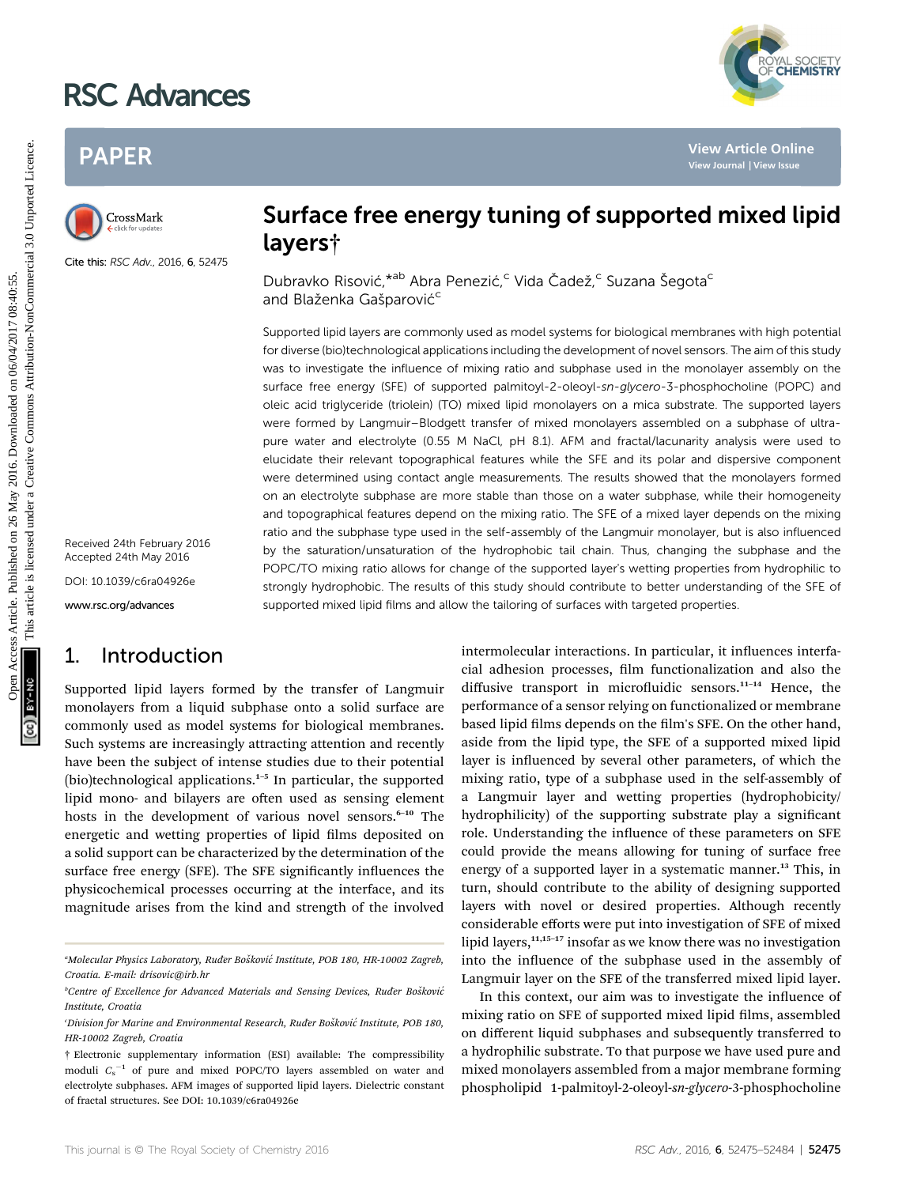# Surface free energy tuning of supported mixed lipid layers†

Dubravko Risović,*[ab] Abra Penezić,[c] Vida Čadež,[c] Suzana Šegota[c] and Blaženka Gašparović[c]

Cite this: *RSC Adv.*, 2016, 6, 52475

Received 24th February 2016
Accepted 24th May 2016

DOI: 10.1039/c6ra04926e

www.rsc.org/advances

Supported lipid layers are commonly used as model systems for biological membranes with high potential for diverse (bio)technological applications including the development of novel sensors. The aim of this study was to investigate the influence of mixing ratio and subphase used in the monolayer assembly on the surface free energy (SFE) of supported palmitoyl-2-oleoyl-*sn-glycero*-3-phosphocholine (POPC) and oleic acid triglyceride (triolein) (TO) mixed lipid monolayers on a mica substrate. The supported layers were formed by Langmuir–Blodgett transfer of mixed monolayers assembled on a subphase of ultra-pure water and electrolyte (0.55 M NaCl, pH 8.1). AFM and fractal/lacunarity analysis were used to elucidate their relevant topographical features while the SFE and its polar and dispersive component were determined using contact angle measurements. The results showed that the monolayers formed on an electrolyte subphase are more stable than those on a water subphase, while their homogeneity and topographical features depend on the mixing ratio. The SFE of a mixed layer depends on the mixing ratio and the subphase type used in the self-assembly of the Langmuir monolayer, but is also influenced by the saturation/unsaturation of the hydrophobic tail chain. Thus, changing the subphase and the POPC/TO mixing ratio allows for change of the supported layer's wetting properties from hydrophilic to strongly hydrophobic. The results of this study should contribute to better understanding of the SFE of supported mixed lipid films and allow the tailoring of surfaces with targeted properties.

## 1. Introduction

Supported lipid layers formed by the transfer of Langmuir monolayers from a liquid subphase onto a solid surface are commonly used as model systems for biological membranes. Such systems are increasingly attracting attention and recently have been the subject of intense studies due to their potential (bio)technological applications.[1–5] In particular, the supported lipid mono- and bilayers are often used as sensing element hosts in the development of various novel sensors.[6–10] The energetic and wetting properties of lipid films deposited on a solid support can be characterized by the determination of the surface free energy (SFE). The SFE significantly influences the physicochemical processes occurring at the interface, and its magnitude arises from the kind and strength of the involved intermolecular interactions. In particular, it influences interfacial adhesion processes, film functionalization and also the diffusive transport in microfluidic sensors.[11–14] Hence, the performance of a sensor relying on functionalized or membrane based lipid films depends on the film's SFE. On the other hand, aside from the lipid type, the SFE of a supported mixed lipid layer is influenced by several other parameters, of which the mixing ratio, type of a subphase used in the self-assembly of a Langmuir layer and wetting properties (hydrophobicity/hydrophilicity) of the supporting substrate play a significant role. Understanding the influence of these parameters on SFE could provide the means allowing for tuning of surface free energy of a supported layer in a systematic manner.[13] This, in turn, should contribute to the ability of designing supported layers with novel or desired properties. Although recently considerable efforts were put into investigation of SFE of mixed lipid layers,[11,15–17] insofar as we know there was no investigation into the influence of the subphase used in the assembly of Langmuir layer on the SFE of the transferred mixed lipid layer.

In this context, our aim was to investigate the influence of mixing ratio on SFE of supported mixed lipid films, assembled on different liquid subphases and subsequently transferred to a hydrophilic substrate. To that purpose we have used pure and mixed monolayers assembled from a major membrane forming phospholipid 1-palmitoyl-2-oleoyl-*sn-glycero*-3-phosphocholine

---

[a] Molecular Physics Laboratory, Ruđer Bošković Institute, POB 180, HR-10002 Zagreb, Croatia. E-mail: drisovic@irb.hr

[b] Centre of Excellence for Advanced Materials and Sensing Devices, Ruđer Bošković Institute, Croatia

[c] Division for Marine and Environmental Research, Ruđer Bošković Institute, POB 180, HR-10002 Zagreb, Croatia

† Electronic supplementary information (ESI) available: The compressibility moduli $C_s^{-1}$ of pure and mixed POPC/TO layers assembled on water and electrolyte subphases. AFM images of supported lipid layers. Dielectric constant of fractal structures. See DOI: 10.1039/c6ra04926e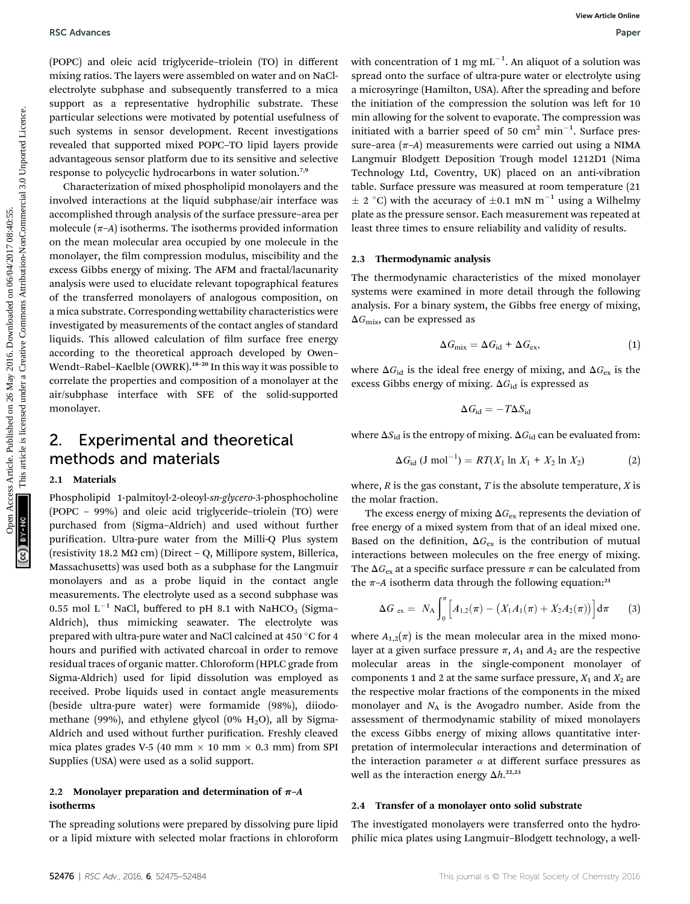(POPC) and oleic acid triglyceride–triolein (TO) in different mixing ratios. The layers were assembled on water and on NaCl-electrolyte subphase and subsequently transferred to a mica support as a representative hydrophilic substrate. These particular selections were motivated by potential usefulness of such systems in sensor development. Recent investigations revealed that supported mixed POPC–TO lipid layers provide advantageous sensor platform due to its sensitive and selective response to polycyclic hydrocarbons in water solution.[7,9]

Characterization of mixed phospholipid monolayers and the involved interactions at the liquid subphase/air interface was accomplished through analysis of the surface pressure–area per molecule ($\pi$–$A$) isotherms. The isotherms provided information on the mean molecular area occupied by one molecule in the monolayer, the film compression modulus, miscibility and the excess Gibbs energy of mixing. The AFM and fractal/lacunarity analysis were used to elucidate relevant topographical features of the transferred monolayers of analogous composition, on a mica substrate. Corresponding wettability characteristics were investigated by measurements of the contact angles of standard liquids. This allowed calculation of film surface free energy according to the theoretical approach developed by Owen–Wendt–Rabel–Kaelble (OWRK).[18–20] In this way it was possible to correlate the properties and composition of a monolayer at the air/subphase interface with SFE of the solid-supported monolayer.

# 2. Experimental and theoretical methods and materials

## 2.1 Materials

Phospholipid 1-palmitoyl-2-oleoyl-*sn-glycero*-3-phosphocholine (POPC – 99%) and oleic acid triglyceride–triolein (TO) were purchased from (Sigma–Aldrich) and used without further purification. Ultra-pure water from the Milli-Q Plus system (resistivity 18.2 MΩ cm) (Direct – Q, Millipore system, Billerica, Massachusetts) was used both as a subphase for the Langmuir monolayers and as a probe liquid in the contact angle measurements. The electrolyte used as a second subphase was 0.55 mol $L^{-1}$ NaCl, buffered to pH 8.1 with $NaHCO_3$ (Sigma–Aldrich), thus mimicking seawater. The electrolyte was prepared with ultra-pure water and NaCl calcined at 450 °C for 4 hours and purified with activated charcoal in order to remove residual traces of organic matter. Chloroform (HPLC grade from Sigma-Aldrich) used for lipid dissolution was employed as received. Probe liquids used in contact angle measurements (beside ultra-pure water) were formamide (98%), diiodomethane (99%), and ethylene glycol (0% $H_2O$), all by Sigma-Aldrich and used without further purification. Freshly cleaved mica plates grades V-5 (40 mm × 10 mm × 0.3 mm) from SPI Supplies (USA) were used as a solid support.

## 2.2 Monolayer preparation and determination of $\pi$–$A$ isotherms

The spreading solutions were prepared by dissolving pure lipid or a lipid mixture with selected molar fractions in chloroform with concentration of 1 mg $mL^{-1}$. An aliquot of a solution was spread onto the surface of ultra-pure water or electrolyte using a microsyringe (Hamilton, USA). After the spreading and before the initiation of the compression the solution was left for 10 min allowing for the solvent to evaporate. The compression was initiated with a barrier speed of 50 $cm^2$ $min^{-1}$. Surface pressure–area ($\pi$–$A$) measurements were carried out using a NIMA Langmuir Blodgett Deposition Trough model 1212D1 (Nima Technology Ltd, Coventry, UK) placed on an anti-vibration table. Surface pressure was measured at room temperature (21 ± 2 °C) with the accuracy of ±0.1 mN $m^{-1}$ using a Wilhelmy plate as the pressure sensor. Each measurement was repeated at least three times to ensure reliability and validity of results.

## 2.3 Thermodynamic analysis

The thermodynamic characteristics of the mixed monolayer systems were examined in more detail through the following analysis. For a binary system, the Gibbs free energy of mixing, $\Delta G_{\text{mix}}$, can be expressed as

$$\Delta G_{\text{mix}} = \Delta G_{\text{id}} + \Delta G_{\text{ex}}, \tag{1}$$

where $\Delta G_{\text{id}}$ is the ideal free energy of mixing, and $\Delta G_{\text{ex}}$ is the excess Gibbs energy of mixing. $\Delta G_{\text{id}}$ is expressed as

$$\Delta G_{\text{id}} = -T\Delta S_{\text{id}}$$

where $\Delta S_{\text{id}}$ is the entropy of mixing. $\Delta G_{\text{id}}$ can be evaluated from:

$$\Delta G_{\text{id}}\ (\text{J mol}^{-1}) = RT(X_1 \ln X_1 + X_2 \ln X_2) \tag{2}$$

where, $R$ is the gas constant, $T$ is the absolute temperature, $X$ is the molar fraction.

The excess energy of mixing $\Delta G_{\text{ex}}$ represents the deviation of free energy of a mixed system from that of an ideal mixed one. Based on the definition, $\Delta G_{\text{ex}}$ is the contribution of mutual interactions between molecules on the free energy of mixing. The $\Delta G_{\text{ex}}$ at a specific surface pressure $\pi$ can be calculated from the $\pi$–$A$ isotherm data through the following equation:[21]

$$\Delta G_{\text{ex}} = N_{\text{A}} \int_0^{\pi} \Big[ A_{1,2}(\pi) - \big( X_1 A_1(\pi) + X_2 A_2(\pi) \big) \Big] \mathrm{d}\pi \tag{3}$$

where $A_{1,2}(\pi)$ is the mean molecular area in the mixed monolayer at a given surface pressure $\pi$, $A_1$ and $A_2$ are the respective molecular areas in the single-component monolayer of components 1 and 2 at the same surface pressure, $X_1$ and $X_2$ are the respective molar fractions of the components in the mixed monolayer and $N_{\text{A}}$ is the Avogadro number. Aside from the assessment of thermodynamic stability of mixed monolayers the excess Gibbs energy of mixing allows quantitative interpretation of intermolecular interactions and determination of the interaction parameter $\alpha$ at different surface pressures as well as the interaction energy $\Delta h$.[22,23]

## 2.4 Transfer of a monolayer onto solid substrate

The investigated monolayers were transferred onto the hydrophilic mica plates using Langmuir–Blodgett technology, a well-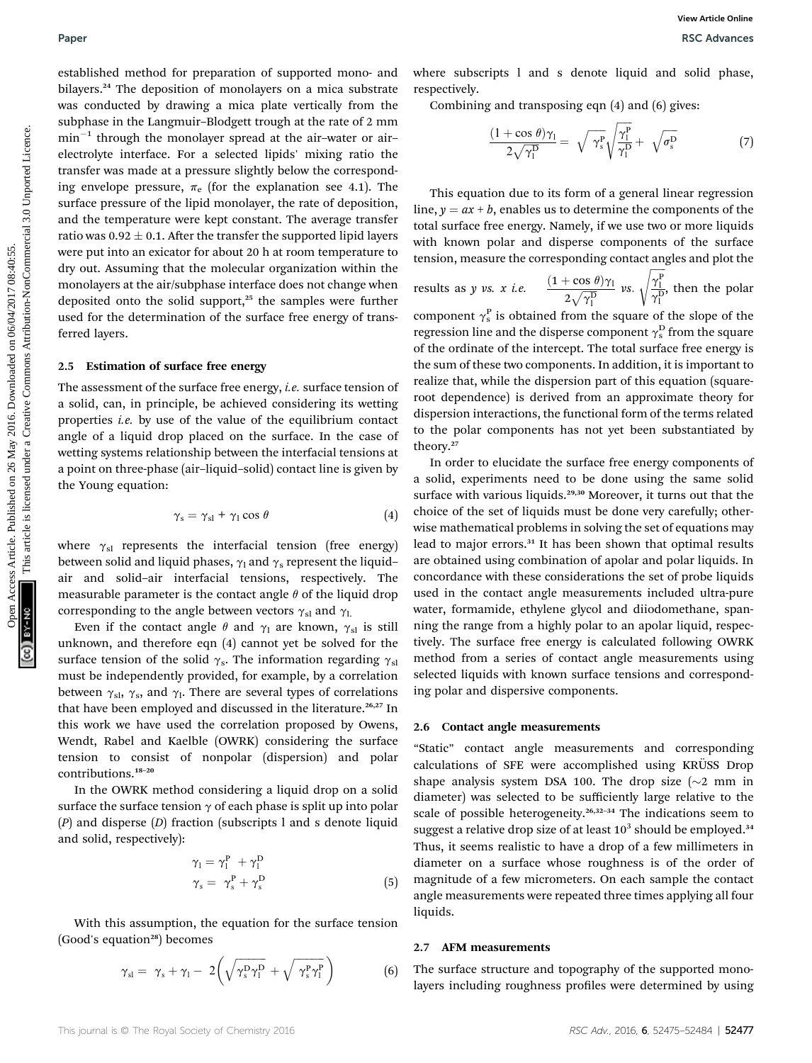established method for preparation of supported mono- and bilayers.[24] The deposition of monolayers on a mica substrate was conducted by drawing a mica plate vertically from the subphase in the Langmuir–Blodgett trough at the rate of 2 mm $min^{-1}$ through the monolayer spread at the air–water or air–electrolyte interface. For a selected lipids' mixing ratio the transfer was made at a pressure slightly below the corresponding envelope pressure, $\pi_e$ (for the explanation see 4.1). The surface pressure of the lipid monolayer, the rate of deposition, and the temperature were kept constant. The average transfer ratio was $0.92 \pm 0.1$. After the transfer the supported lipid layers were put into an exicator for about 20 h at room temperature to dry out. Assuming that the molecular organization within the monolayers at the air/subphase interface does not change when deposited onto the solid support,[25] the samples were further used for the determination of the surface free energy of transferred layers.

### 2.5 Estimation of surface free energy

The assessment of the surface free energy, *i.e.* surface tension of a solid, can, in principle, be achieved considering its wetting properties *i.e.* by use of the value of the equilibrium contact angle of a liquid drop placed on the surface. In the case of wetting systems relationship between the interfacial tensions at a point on three-phase (air–liquid–solid) contact line is given by the Young equation:

$$\gamma_s = \gamma_{sl} + \gamma_l \cos\theta \tag{4}$$

where $\gamma_{sl}$ represents the interfacial tension (free energy) between solid and liquid phases, $\gamma_l$ and $\gamma_s$ represent the liquid–air and solid–air interfacial tensions, respectively. The measurable parameter is the contact angle $\theta$ of the liquid drop corresponding to the angle between vectors $\gamma_{sl}$ and $\gamma_l$.

Even if the contact angle $\theta$ and $\gamma_l$ are known, $\gamma_{sl}$ is still unknown, and therefore eqn (4) cannot yet be solved for the surface tension of the solid $\gamma_s$. The information regarding $\gamma_{sl}$ must be independently provided, for example, by a correlation between $\gamma_{sl}$, $\gamma_s$, and $\gamma_l$. There are several types of correlations that have been employed and discussed in the literature.[26,27] In this work we have used the correlation proposed by Owens, Wendt, Rabel and Kaelble (OWRK) considering the surface tension to consist of nonpolar (dispersion) and polar contributions.[18–20]

In the OWRK method considering a liquid drop on a solid surface the surface tension $\gamma$ of each phase is split up into polar ($P$) and disperse ($D$) fraction (subscripts l and s denote liquid and solid, respectively):

$$\gamma_l = \gamma_l^P + \gamma_l^D$$
$$\gamma_s = \gamma_s^P + \gamma_s^D \tag{5}$$

With this assumption, the equation for the surface tension (Good's equation[28]) becomes

$$\gamma_{sl} = \gamma_s + \gamma_l - 2\left(\sqrt{\gamma_s^D\gamma_l^D} + \sqrt{\gamma_s^P\gamma_l^P}\right) \tag{6}$$

where subscripts l and s denote liquid and solid phase, respectively.

Combining and transposing eqn (4) and (6) gives:

$$\frac{(1+\cos\theta)\gamma_l}{2\sqrt{\gamma_l^D}} = \sqrt{\gamma_s^P}\sqrt{\frac{\gamma_l^P}{\gamma_l^D}} + \sqrt{\sigma_s^D} \tag{7}$$

This equation due to its form of a general linear regression line, $y = ax + b$, enables us to determine the components of the total surface free energy. Namely, if we use two or more liquids with known polar and disperse components of the surface tension, measure the corresponding contact angles and plot the results as $y$ *vs.* $x$ *i.e.* $\frac{(1+\cos\theta)\gamma_l}{2\sqrt{\gamma_l^D}}$ *vs.* $\sqrt{\frac{\gamma_l^P}{\gamma_l^D}}$, then the polar component $\gamma_s^P$ is obtained from the square of the slope of the regression line and the disperse component $\gamma_s^D$ from the square of the ordinate of the intercept. The total surface free energy is the sum of these two components. In addition, it is important to realize that, while the dispersion part of this equation (square-root dependence) is derived from an approximate theory for dispersion interactions, the functional form of the terms related to the polar components has not yet been substantiated by theory.[27]

In order to elucidate the surface free energy components of a solid, experiments need to be done using the same solid surface with various liquids.[29,30] Moreover, it turns out that the choice of the set of liquids must be done very carefully; otherwise mathematical problems in solving the set of equations may lead to major errors.[31] It has been shown that optimal results are obtained using combination of apolar and polar liquids. In concordance with these considerations the set of probe liquids used in the contact angle measurements included ultra-pure water, formamide, ethylene glycol and diiodomethane, spanning the range from a highly polar to an apolar liquid, respectively. The surface free energy is calculated following OWRK method from a series of contact angle measurements using selected liquids with known surface tensions and corresponding polar and dispersive components.

### 2.6 Contact angle measurements

"Static" contact angle measurements and corresponding calculations of SFE were accomplished using KRÜSS Drop shape analysis system DSA 100. The drop size (~2 mm in diameter) was selected to be sufficiently large relative to the scale of possible heterogeneity.[26,32–34] The indications seem to suggest a relative drop size of at least $10^3$ should be employed.[34] Thus, it seems realistic to have a drop of a few millimeters in diameter on a surface whose roughness is of the order of magnitude of a few micrometers. On each sample the contact angle measurements were repeated three times applying all four liquids.

### 2.7 AFM measurements

The surface structure and topography of the supported monolayers including roughness profiles were determined by using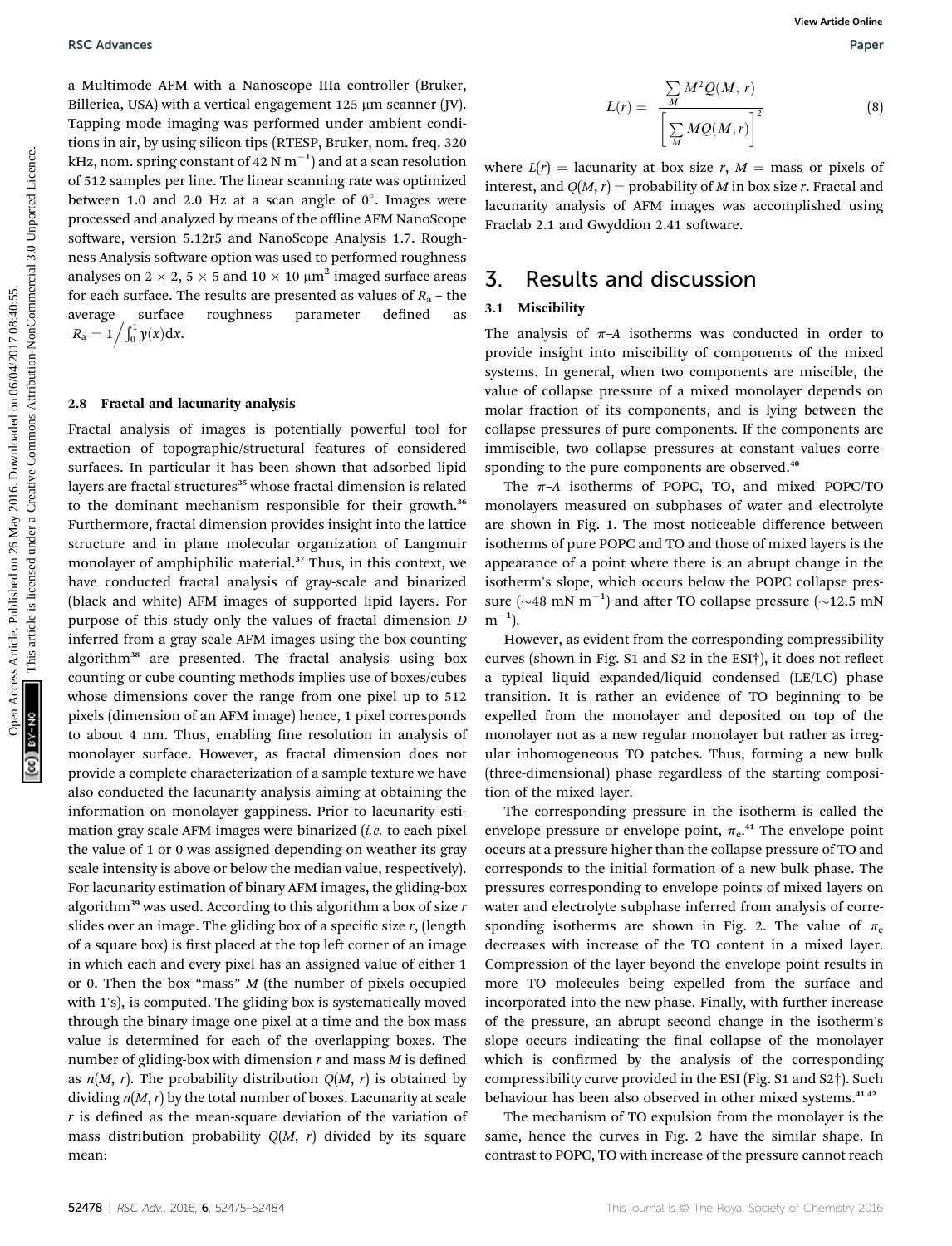a Multimode AFM with a Nanoscope IIIa controller (Bruker, Billerica, USA) with a vertical engagement 125 μm scanner (JV). Tapping mode imaging was performed under ambient conditions in air, by using silicon tips (RTESP, Bruker, nom. freq. 320 kHz, nom. spring constant of 42 N $m^{-1}$) and at a scan resolution of 512 samples per line. The linear scanning rate was optimized between 1.0 and 2.0 Hz at a scan angle of 0°. Images were processed and analyzed by means of the offline AFM NanoScope software, version 5.12r5 and NanoScope Analysis 1.7. Roughness Analysis software option was used to performed roughness analyses on 2 × 2, 5 × 5 and 10 × 10 $\mu m^2$ imaged surface areas for each surface. The results are presented as values of $R_a$ – the average surface roughness parameter defined as $R_a = 1\Big/\int_0^1 y(x)\mathrm{d}x$.

### 2.8 Fractal and lacunarity analysis

Fractal analysis of images is potentially powerful tool for extraction of topographic/structural features of considered surfaces. In particular it has been shown that adsorbed lipid layers are fractal structures[35] whose fractal dimension is related to the dominant mechanism responsible for their growth.[36] Furthermore, fractal dimension provides insight into the lattice structure and in plane molecular organization of Langmuir monolayer of amphiphilic material.[37] Thus, in this context, we have conducted fractal analysis of gray-scale and binarized (black and white) AFM images of supported lipid layers. For purpose of this study only the values of fractal dimension $D$ inferred from a gray scale AFM images using the box-counting algorithm[38] are presented. The fractal analysis using box counting or cube counting methods implies use of boxes/cubes whose dimensions cover the range from one pixel up to 512 pixels (dimension of an AFM image) hence, 1 pixel corresponds to about 4 nm. Thus, enabling fine resolution in analysis of monolayer surface. However, as fractal dimension does not provide a complete characterization of a sample texture we have also conducted the lacunarity analysis aiming at obtaining the information on monolayer gappiness. Prior to lacunarity estimation gray scale AFM images were binarized (*i.e.* to each pixel the value of 1 or 0 was assigned depending on weather its gray scale intensity is above or below the median value, respectively). For lacunarity estimation of binary AFM images, the gliding-box algorithm[39] was used. According to this algorithm a box of size $r$ slides over an image. The gliding box of a specific size $r$, (length of a square box) is first placed at the top left corner of an image in which each and every pixel has an assigned value of either 1 or 0. Then the box "mass" $M$ (the number of pixels occupied with 1's), is computed. The gliding box is systematically moved through the binary image one pixel at a time and the box mass value is determined for each of the overlapping boxes. The number of gliding-box with dimension $r$ and mass $M$ is defined as $n(M, r)$. The probability distribution $Q(M, r)$ is obtained by dividing $n(M, r)$ by the total number of boxes. Lacunarity at scale $r$ is defined as the mean-square deviation of the variation of mass distribution probability $Q(M, r)$ divided by its square mean:

$$L(r) = \frac{\sum_M M^2 Q(M, r)}{\left[\sum_M MQ(M, r)\right]^2} \tag{8}$$

where $L(r)$ = lacunarity at box size $r$, $M$ = mass or pixels of interest, and $Q(M, r)$ = probability of $M$ in box size $r$. Fractal and lacunarity analysis of AFM images was accomplished using Fraclab 2.1 and Gwyddion 2.41 software.

## 3. Results and discussion

### 3.1 Miscibility

The analysis of $\pi$–$A$ isotherms was conducted in order to provide insight into miscibility of components of the mixed systems. In general, when two components are miscible, the value of collapse pressure of a mixed monolayer depends on molar fraction of its components, and is lying between the collapse pressures of pure components. If the components are immiscible, two collapse pressures at constant values corresponding to the pure components are observed.[40]

The $\pi$–$A$ isotherms of POPC, TO, and mixed POPC/TO monolayers measured on subphases of water and electrolyte are shown in Fig. 1. The most noticeable difference between isotherms of pure POPC and TO and those of mixed layers is the appearance of a point where there is an abrupt change in the isotherm's slope, which occurs below the POPC collapse pressure (∼48 mN $m^{-1}$) and after TO collapse pressure (∼12.5 mN $m^{-1}$).

However, as evident from the corresponding compressibility curves (shown in Fig. S1 and S2 in the ESI†), it does not reflect a typical liquid expanded/liquid condensed (LE/LC) phase transition. It is rather an evidence of TO beginning to be expelled from the monolayer and deposited on top of the monolayer not as a new regular monolayer but rather as irregular inhomogeneous TO patches. Thus, forming a new bulk (three-dimensional) phase regardless of the starting composition of the mixed layer.

The corresponding pressure in the isotherm is called the envelope pressure or envelope point, $\pi_e$.[41] The envelope point occurs at a pressure higher than the collapse pressure of TO and corresponds to the initial formation of a new bulk phase. The pressures corresponding to envelope points of mixed layers on water and electrolyte subphase inferred from analysis of corresponding isotherms are shown in Fig. 2. The value of $\pi_e$ decreases with increase of the TO content in a mixed layer. Compression of the layer beyond the envelope point results in more TO molecules being expelled from the surface and incorporated into the new phase. Finally, with further increase of the pressure, an abrupt second change in the isotherm's slope occurs indicating the final collapse of the monolayer which is confirmed by the analysis of the corresponding compressibility curve provided in the ESI (Fig. S1 and S2†). Such behaviour has been also observed in other mixed systems.[41,42]

The mechanism of TO expulsion from the monolayer is the same, hence the curves in Fig. 2 have the similar shape. In contrast to POPC, TO with increase of the pressure cannot reach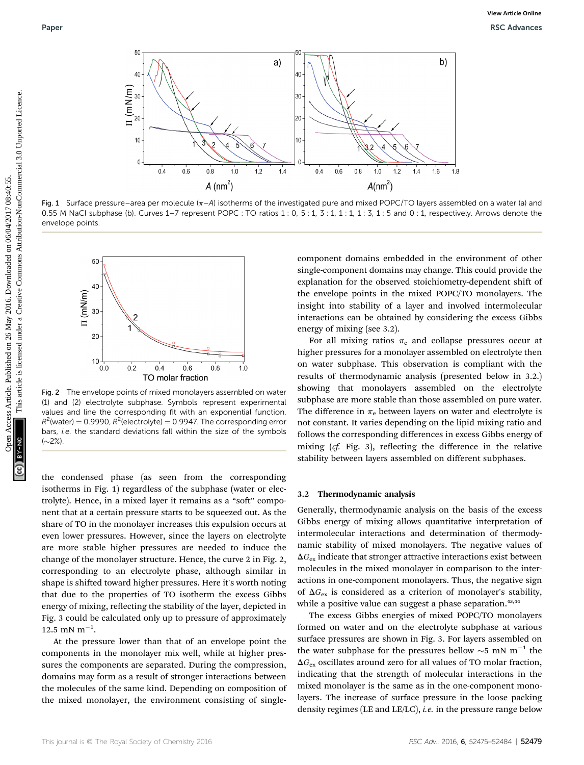Fig. 1 Surface pressure–area per molecule ($\pi$–$A$) isotherms of the investigated pure and mixed POPC/TO layers assembled on a water (a) and 0.55 M NaCl subphase (b). Curves 1–7 represent POPC : TO ratios 1 : 0, 5 : 1, 3 : 1, 1 : 1, 1 : 3, 1 : 5 and 0 : 1, respectively. Arrows denote the envelope points.

Fig. 2 The envelope points of mixed monolayers assembled on water (1) and (2) electrolyte subphase. Symbols represent experimental values and line the corresponding fit with an exponential function. $R^2$(water) = 0.9990, $R^2$(electrolyte) = 0.9947. The corresponding error bars, *i.e.* the standard deviations fall within the size of the symbols (~2%).

the condensed phase (as seen from the corresponding isotherms in Fig. 1) regardless of the subphase (water or electrolyte). Hence, in a mixed layer it remains as a "soft" component that at a certain pressure starts to be squeezed out. As the share of TO in the monolayer increases this expulsion occurs at even lower pressures. However, since the layers on electrolyte are more stable higher pressures are needed to induce the change of the monolayer structure. Hence, the curve 2 in Fig. 2, corresponding to an electrolyte phase, although similar in shape is shifted toward higher pressures. Here it's worth noting that due to the properties of TO isotherm the excess Gibbs energy of mixing, reflecting the stability of the layer, depicted in Fig. 3 could be calculated only up to pressure of approximately 12.5 mN $m^{-1}$.

At the pressure lower than that of an envelope point the components in the monolayer mix well, while at higher pressures the components are separated. During the compression, domains may form as a result of stronger interactions between the molecules of the same kind. Depending on composition of the mixed monolayer, the environment consisting of single-component domains embedded in the environment of other single-component domains may change. This could provide the explanation for the observed stoichiometry-dependent shift of the envelope points in the mixed POPC/TO monolayers. The insight into stability of a layer and involved intermolecular interactions can be obtained by considering the excess Gibbs energy of mixing (see 3.2).

For all mixing ratios $\pi_e$ and collapse pressures occur at higher pressures for a monolayer assembled on electrolyte then on water subphase. This observation is compliant with the results of thermodynamic analysis (presented below in 3.2.) showing that monolayers assembled on the electrolyte subphase are more stable than those assembled on pure water. The difference in $\pi_e$ between layers on water and electrolyte is not constant. It varies depending on the lipid mixing ratio and follows the corresponding differences in excess Gibbs energy of mixing (*cf.* Fig. 3), reflecting the difference in the relative stability between layers assembled on different subphases.

### 3.2 Thermodynamic analysis

Generally, thermodynamic analysis on the basis of the excess Gibbs energy of mixing allows quantitative interpretation of intermolecular interactions and determination of thermodynamic stability of mixed monolayers. The negative values of $\Delta G_{ex}$ indicate that stronger attractive interactions exist between molecules in the mixed monolayer in comparison to the interactions in one-component monolayers. Thus, the negative sign of $\Delta G_{ex}$ is considered as a criterion of monolayer's stability, while a positive value can suggest a phase separation.[43,44]

The excess Gibbs energies of mixed POPC/TO monolayers formed on water and on the electrolyte subphase at various surface pressures are shown in Fig. 3. For layers assembled on the water subphase for the pressures bellow ~5 mN $m^{-1}$ the $\Delta G_{ex}$ oscillates around zero for all values of TO molar fraction, indicating that the strength of molecular interactions in the mixed monolayer is the same as in the one-component monolayers. The increase of surface pressure in the loose packing density regimes (LE and LE/LC), *i.e.* in the pressure range below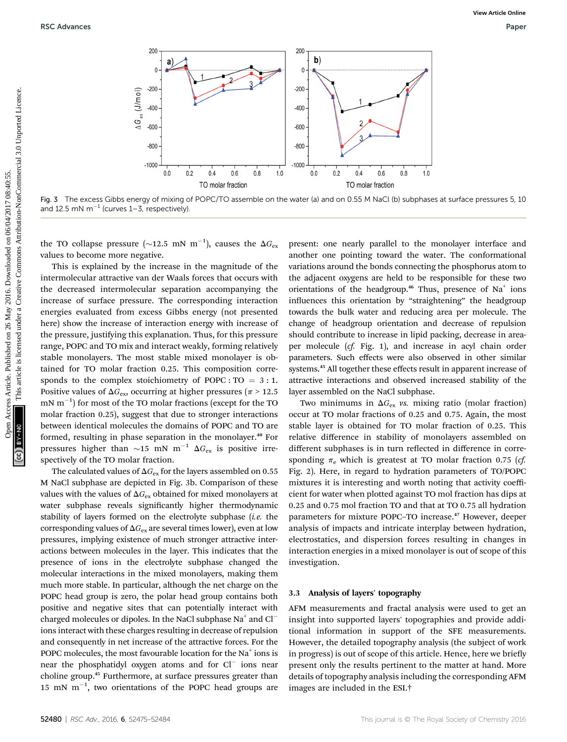Fig. 3 The excess Gibbs energy of mixing of POPC/TO assemble on the water (a) and on 0.55 M NaCl (b) subphases at surface pressures 5, 10 and 12.5 mN m$^{-1}$ (curves 1–3, respectively).

the TO collapse pressure (~12.5 mN m$^{-1}$), causes the $\Delta G_{ex}$ values to become more negative.

This is explained by the increase in the magnitude of the intermolecular attractive van der Waals forces that occurs with the decreased intermolecular separation accompanying the increase of surface pressure. The corresponding interaction energies evaluated from excess Gibbs energy (not presented here) show the increase of interaction energy with increase of the pressure, justifying this explanation. Thus, for this pressure range, POPC and TO mix and interact weakly, forming relatively stable monolayers. The most stable mixed monolayer is obtained for TO molar fraction 0.25. This composition corresponds to the complex stoichiometry of POPC : TO = 3 : 1. Positive values of $\Delta G_{ex}$, occurring at higher pressures ($\pi$ > 12.5 mN m$^{-1}$) for most of the TO molar fractions (except for the TO molar fraction 0.25), suggest that due to stronger interactions between identical molecules the domains of POPC and TO are formed, resulting in phase separation in the monolayer.[40] For pressures higher than ~15 mN m$^{-1}$ $\Delta G_{ex}$ is positive irrespectively of the TO molar fraction.

The calculated values of $\Delta G_{ex}$ for the layers assembled on 0.55 M NaCl subphase are depicted in Fig. 3b. Comparison of these values with the values of $\Delta G_{ex}$ obtained for mixed monolayers at water subphase reveals significantly higher thermodynamic stability of layers formed on the electrolyte subphase (*i.e.* the corresponding values of $\Delta G_{ex}$ are several times lower), even at low pressures, implying existence of much stronger attractive interactions between molecules in the layer. This indicates that the presence of ions in the electrolyte subphase changed the molecular interactions in the mixed monolayers, making them much more stable. In particular, although the net charge on the POPC head group is zero, the polar head group contains both positive and negative sites that can potentially interact with charged molecules or dipoles. In the NaCl subphase $Na^+$ and $Cl^-$ ions interact with these charges resulting in decrease of repulsion and consequently in net increase of the attractive forces. For the POPC molecules, the most favourable location for the $Na^+$ ions is near the phosphatidyl oxygen atoms and for $Cl^-$ ions near choline group.[45] Furthermore, at surface pressures greater than 15 mN m$^{-1}$, two orientations of the POPC head groups are present: one nearly parallel to the monolayer interface and another one pointing toward the water. The conformational variations around the bonds connecting the phosphorus atom to the adjacent oxygens are held to be responsible for these two orientations of the headgroup.[46] Thus, presence of $Na^+$ ions influences this orientation by "straightening" the headgroup towards the bulk water and reducing area per molecule. The change of headgroup orientation and decrease of repulsion should contribute to increase in lipid packing, decrease in area-per molecule (*cf.* Fig. 1), and increase in acyl chain order parameters. Such effects were also observed in other similar systems.[45] All together these effects result in apparent increase of attractive interactions and observed increased stability of the layer assembled on the NaCl subphase.

Two minimums in $\Delta G_{ex}$ *vs.* mixing ratio (molar fraction) occur at TO molar fractions of 0.25 and 0.75. Again, the most stable layer is obtained for TO molar fraction of 0.25. This relative difference in stability of monolayers assembled on different subphases is in turn reflected in difference in corresponding $\pi_e$ which is greatest at TO molar fraction 0.75 (*cf.* Fig. 2). Here, in regard to hydration parameters of TO/POPC mixtures it is interesting and worth noting that activity coefficient for water when plotted against TO mol fraction has dips at 0.25 and 0.75 mol fraction TO and that at TO 0.75 all hydration parameters for mixture POPC–TO increase.[47] However, deeper analysis of impacts and intricate interplay between hydration, electrostatics, and dispersion forces resulting in changes in interaction energies in a mixed monolayer is out of scope of this investigation.

### 3.3 Analysis of layers' topography

AFM measurements and fractal analysis were used to get an insight into supported layers' topographies and provide additional information in support of the SFE measurements. However, the detailed topography analysis (the subject of work in progress) is out of scope of this article. Hence, here we briefly present only the results pertinent to the matter at hand. More details of topography analysis including the corresponding AFM images are included in the ESI.†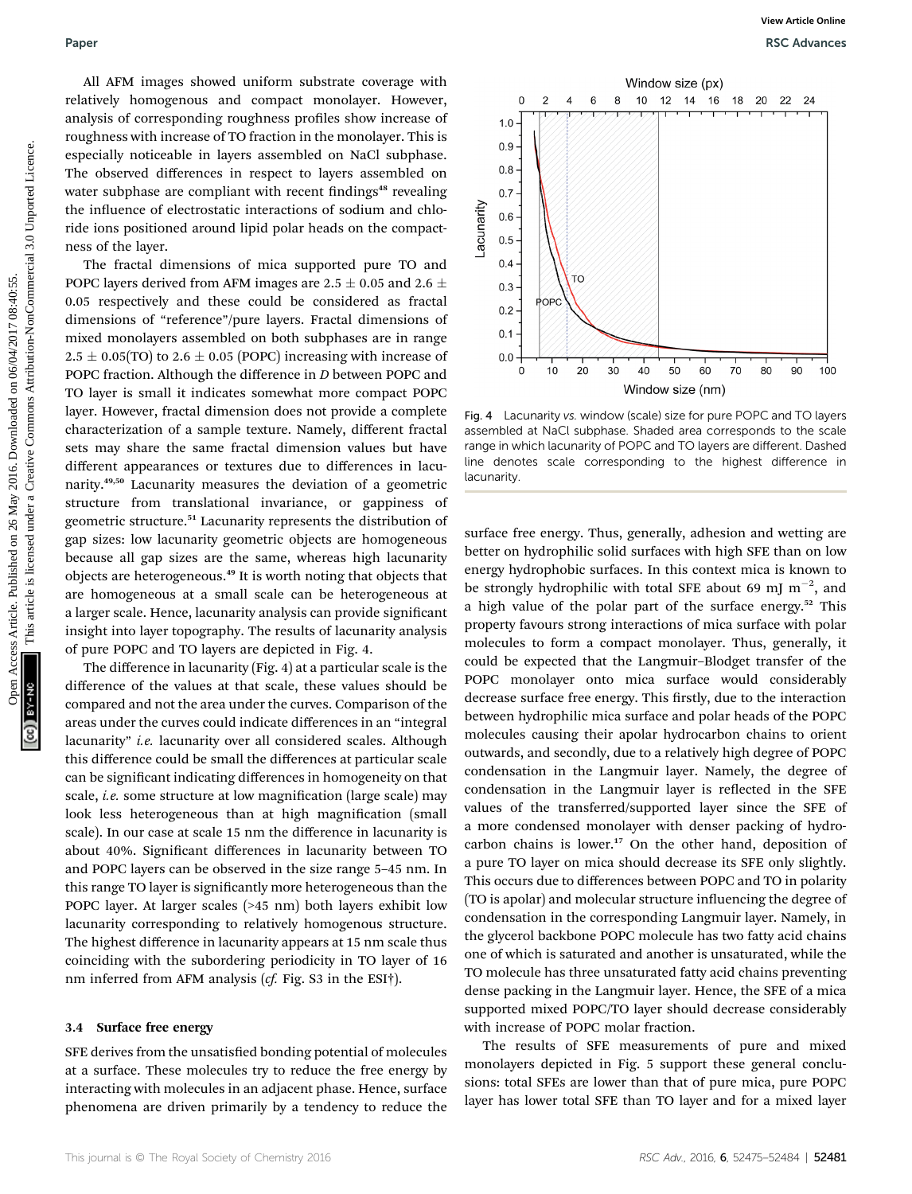All AFM images showed uniform substrate coverage with relatively homogenous and compact monolayer. However, analysis of corresponding roughness profiles show increase of roughness with increase of TO fraction in the monolayer. This is especially noticeable in layers assembled on NaCl subphase. The observed differences in respect to layers assembled on water subphase are compliant with recent findings[48] revealing the influence of electrostatic interactions of sodium and chloride ions positioned around lipid polar heads on the compactness of the layer.

The fractal dimensions of mica supported pure TO and POPC layers derived from AFM images are 2.5 ± 0.05 and 2.6 ± 0.05 respectively and these could be considered as fractal dimensions of "reference"/pure layers. Fractal dimensions of mixed monolayers assembled on both subphases are in range 2.5 ± 0.05(TO) to 2.6 ± 0.05 (POPC) increasing with increase of POPC fraction. Although the difference in $D$ between POPC and TO layer is small it indicates somewhat more compact POPC layer. However, fractal dimension does not provide a complete characterization of a sample texture. Namely, different fractal sets may share the same fractal dimension values but have different appearances or textures due to differences in lacunarity.[49,50] Lacunarity measures the deviation of a geometric structure from translational invariance, or gappiness of geometric structure.[51] Lacunarity represents the distribution of gap sizes: low lacunarity geometric objects are homogeneous because all gap sizes are the same, whereas high lacunarity objects are heterogeneous.[49] It is worth noting that objects that are homogeneous at a small scale can be heterogeneous at a larger scale. Hence, lacunarity analysis can provide significant insight into layer topography. The results of lacunarity analysis of pure POPC and TO layers are depicted in Fig. 4.

Fig. 4 Lacunarity *vs.* window (scale) size for pure POPC and TO layers assembled at NaCl subphase. Shaded area corresponds to the scale range in which lacunarity of POPC and TO layers are different. Dashed line denotes scale corresponding to the highest difference in lacunarity.

The difference in lacunarity (Fig. 4) at a particular scale is the difference of the values at that scale, these values should be compared and not the area under the curves. Comparison of the areas under the curves could indicate differences in an "integral lacunarity" *i.e.* lacunarity over all considered scales. Although this difference could be small the differences at particular scale can be significant indicating differences in homogeneity on that scale, *i.e.* some structure at low magnification (large scale) may look less heterogeneous than at high magnification (small scale). In our case at scale 15 nm the difference in lacunarity is about 40%. Significant differences in lacunarity between TO and POPC layers can be observed in the size range 5–45 nm. In this range TO layer is significantly more heterogeneous than the POPC layer. At larger scales (>45 nm) both layers exhibit low lacunarity corresponding to relatively homogenous structure. The highest difference in lacunarity appears at 15 nm scale thus coinciding with the subordering periodicity in TO layer of 16 nm inferred from AFM analysis (*cf.* Fig. S3 in the ESI†).

### 3.4 Surface free energy

SFE derives from the unsatisfied bonding potential of molecules at a surface. These molecules try to reduce the free energy by interacting with molecules in an adjacent phase. Hence, surface phenomena are driven primarily by a tendency to reduce the surface free energy. Thus, generally, adhesion and wetting are better on hydrophilic solid surfaces with high SFE than on low energy hydrophobic surfaces. In this context mica is known to be strongly hydrophilic with total SFE about 69 mJ $m^{-2}$, and a high value of the polar part of the surface energy.[52] This property favours strong interactions of mica surface with polar molecules to form a compact monolayer. Thus, generally, it could be expected that the Langmuir–Blodget transfer of the POPC monolayer onto mica surface would considerably decrease surface free energy. This firstly, due to the interaction between hydrophilic mica surface and polar heads of the POPC molecules causing their apolar hydrocarbon chains to orient outwards, and secondly, due to a relatively high degree of POPC condensation in the Langmuir layer. Namely, the degree of condensation in the Langmuir layer is reflected in the SFE values of the transferred/supported layer since the SFE of a more condensed monolayer with denser packing of hydrocarbon chains is lower.[17] On the other hand, deposition of a pure TO layer on mica should decrease its SFE only slightly. This occurs due to differences between POPC and TO in polarity (TO is apolar) and molecular structure influencing the degree of condensation in the corresponding Langmuir layer. Namely, in the glycerol backbone POPC molecule has two fatty acid chains one of which is saturated and another is unsaturated, while the TO molecule has three unsaturated fatty acid chains preventing dense packing in the Langmuir layer. Hence, the SFE of a mica supported mixed POPC/TO layer should decrease considerably with increase of POPC molar fraction.

The results of SFE measurements of pure and mixed monolayers depicted in Fig. 5 support these general conclusions: total SFEs are lower than that of pure mica, pure POPC layer has lower total SFE than TO layer and for a mixed layer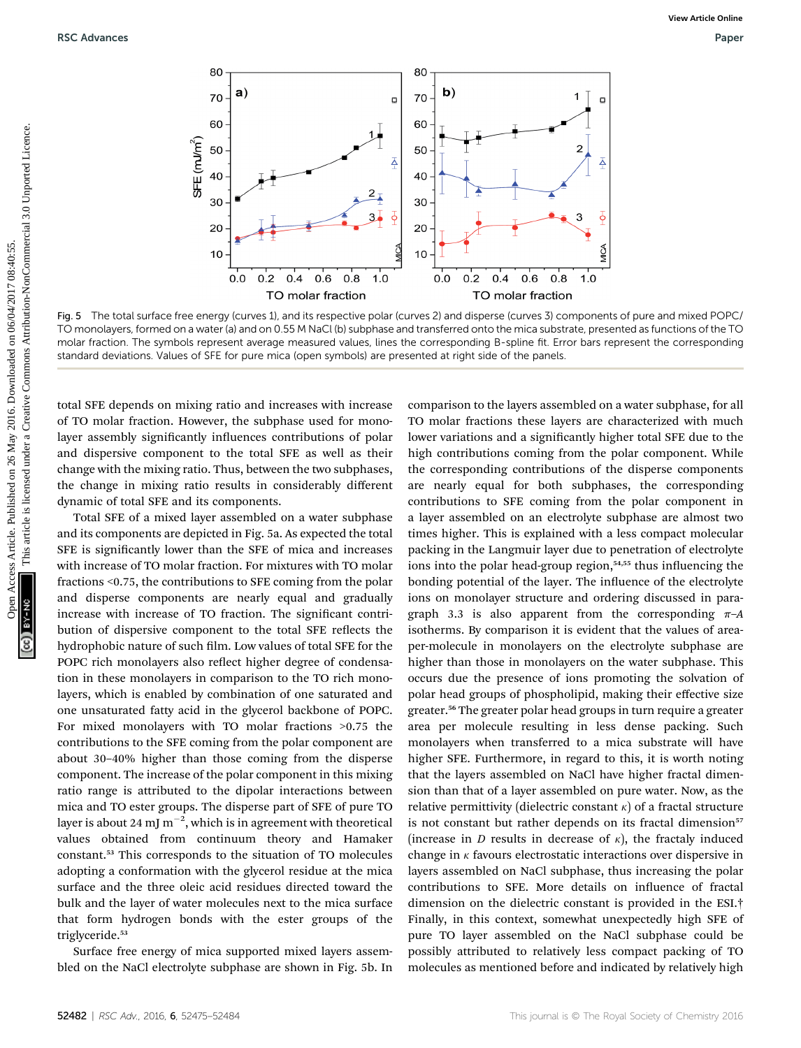Fig. 5 The total surface free energy (curves 1), and its respective polar (curves 2) and disperse (curves 3) components of pure and mixed POPC/TO monolayers, formed on a water (a) and on 0.55 M NaCl (b) subphase and transferred onto the mica substrate, presented as functions of the TO molar fraction. The symbols represent average measured values, lines the corresponding B-spline fit. Error bars represent the corresponding standard deviations. Values of SFE for pure mica (open symbols) are presented at right side of the panels.

total SFE depends on mixing ratio and increases with increase of TO molar fraction. However, the subphase used for monolayer assembly significantly influences contributions of polar and dispersive component to the total SFE as well as their change with the mixing ratio. Thus, between the two subphases, the change in mixing ratio results in considerably different dynamic of total SFE and its components.

Total SFE of a mixed layer assembled on a water subphase and its components are depicted in Fig. 5a. As expected the total SFE is significantly lower than the SFE of mica and increases with increase of TO molar fraction. For mixtures with TO molar fractions <0.75, the contributions to SFE coming from the polar and disperse components are nearly equal and gradually increase with increase of TO fraction. The significant contribution of dispersive component to the total SFE reflects the hydrophobic nature of such film. Low values of total SFE for the POPC rich monolayers also reflect higher degree of condensation in these monolayers in comparison to the TO rich monolayers, which is enabled by combination of one saturated and one unsaturated fatty acid in the glycerol backbone of POPC. For mixed monolayers with TO molar fractions >0.75 the contributions to the SFE coming from the polar component are about 30–40% higher than those coming from the disperse component. The increase of the polar component in this mixing ratio range is attributed to the dipolar interactions between mica and TO ester groups. The disperse part of SFE of pure TO layer is about 24 mJ $m^{-2}$, which is in agreement with theoretical values obtained from continuum theory and Hamaker constant.[53] This corresponds to the situation of TO molecules adopting a conformation with the glycerol residue at the mica surface and the three oleic acid residues directed toward the bulk and the layer of water molecules next to the mica surface that form hydrogen bonds with the ester groups of the triglyceride.[53]

Surface free energy of mica supported mixed layers assembled on the NaCl electrolyte subphase are shown in Fig. 5b. In comparison to the layers assembled on a water subphase, for all TO molar fractions these layers are characterized with much lower variations and a significantly higher total SFE due to the high contributions coming from the polar component. While the corresponding contributions of the disperse components are nearly equal for both subphases, the corresponding contributions to SFE coming from the polar component in a layer assembled on an electrolyte subphase are almost two times higher. This is explained with a less compact molecular packing in the Langmuir layer due to penetration of electrolyte ions into the polar head-group region,[54,55] thus influencing the bonding potential of the layer. The influence of the electrolyte ions on monolayer structure and ordering discussed in paragraph 3.3 is also apparent from the corresponding $\pi$–$A$ isotherms. By comparison it is evident that the values of area-per-molecule in monolayers on the electrolyte subphase are higher than those in monolayers on the water subphase. This occurs due the presence of ions promoting the solvation of polar head groups of phospholipid, making their effective size greater.[56] The greater polar head groups in turn require a greater area per molecule resulting in less dense packing. Such monolayers when transferred to a mica substrate will have higher SFE. Furthermore, in regard to this, it is worth noting that the layers assembled on NaCl have higher fractal dimension than that of a layer assembled on pure water. Now, as the relative permittivity (dielectric constant $\kappa$) of a fractal structure is not constant but rather depends on its fractal dimension[57] (increase in $D$ results in decrease of $\kappa$), the fractaly induced change in $\kappa$ favours electrostatic interactions over dispersive in layers assembled on NaCl subphase, thus increasing the polar contributions to SFE. More details on influence of fractal dimension on the dielectric constant is provided in the ESI.† Finally, in this context, somewhat unexpectedly high SFE of pure TO layer assembled on the NaCl subphase could be possibly attributed to relatively less compact packing of TO molecules as mentioned before and indicated by relatively high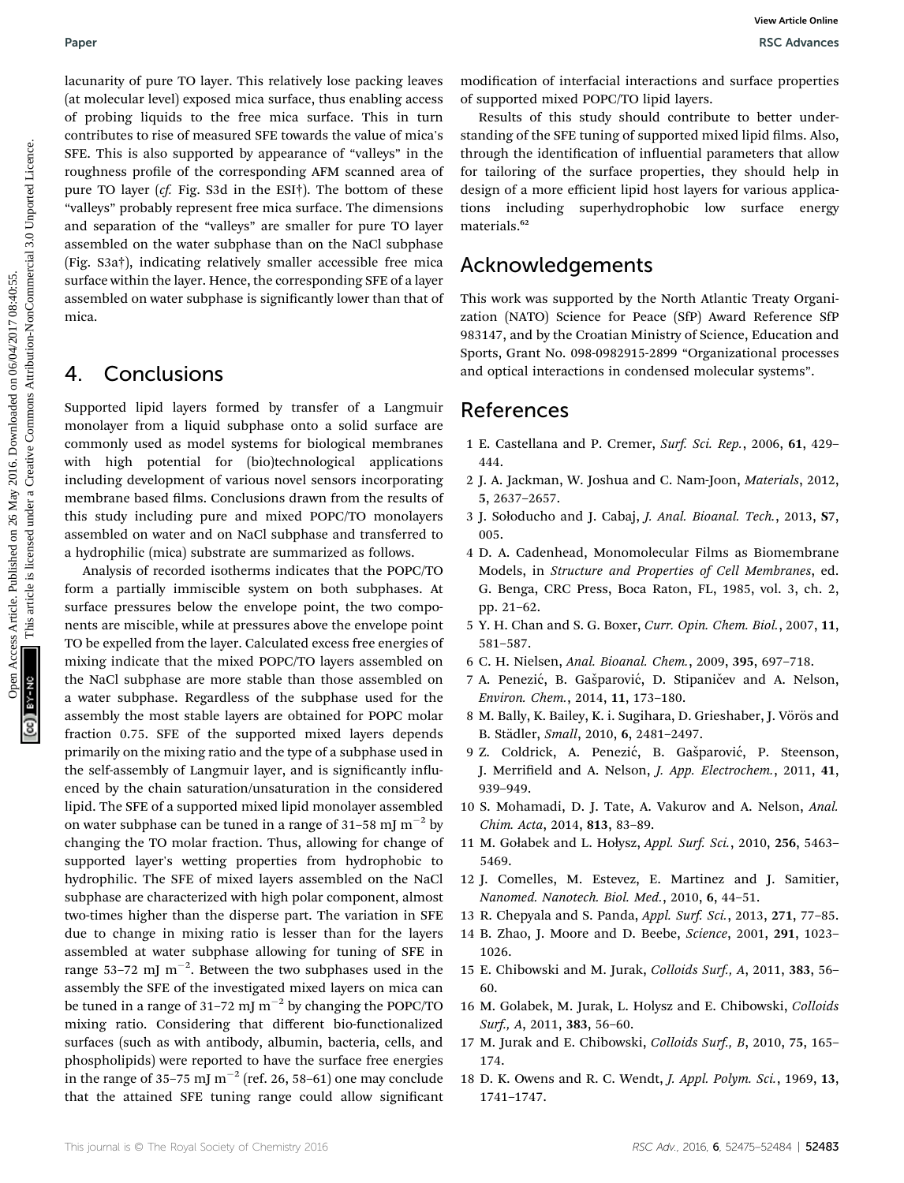lacunarity of pure TO layer. This relatively lose packing leaves (at molecular level) exposed mica surface, thus enabling access of probing liquids to the free mica surface. This in turn contributes to rise of measured SFE towards the value of mica's SFE. This is also supported by appearance of "valleys" in the roughness profile of the corresponding AFM scanned area of pure TO layer (*cf.* Fig. S3d in the ESI†). The bottom of these "valleys" probably represent free mica surface. The dimensions and separation of the "valleys" are smaller for pure TO layer assembled on the water subphase than on the NaCl subphase (Fig. S3a†), indicating relatively smaller accessible free mica surface within the layer. Hence, the corresponding SFE of a layer assembled on water subphase is significantly lower than that of mica.

## 4. Conclusions

Supported lipid layers formed by transfer of a Langmuir monolayer from a liquid subphase onto a solid surface are commonly used as model systems for biological membranes with high potential for (bio)technological applications including development of various novel sensors incorporating membrane based films. Conclusions drawn from the results of this study including pure and mixed POPC/TO monolayers assembled on water and on NaCl subphase and transferred to a hydrophilic (mica) substrate are summarized as follows.

Analysis of recorded isotherms indicates that the POPC/TO form a partially immiscible system on both subphases. At surface pressures below the envelope point, the two components are miscible, while at pressures above the envelope point TO be expelled from the layer. Calculated excess free energies of mixing indicate that the mixed POPC/TO layers assembled on the NaCl subphase are more stable than those assembled on a water subphase. Regardless of the subphase used for the assembly the most stable layers are obtained for POPC molar fraction 0.75. SFE of the supported mixed layers depends primarily on the mixing ratio and the type of a subphase used in the self-assembly of Langmuir layer, and is significantly influenced by the chain saturation/unsaturation in the considered lipid. The SFE of a supported mixed lipid monolayer assembled on water subphase can be tuned in a range of 31–58 mJ $m^{-2}$ by changing the TO molar fraction. Thus, allowing for change of supported layer's wetting properties from hydrophobic to hydrophilic. The SFE of mixed layers assembled on the NaCl subphase are characterized with high polar component, almost two-times higher than the disperse part. The variation in SFE due to change in mixing ratio is lesser than for the layers assembled at water subphase allowing for tuning of SFE in range 53–72 mJ $m^{-2}$. Between the two subphases used in the assembly the SFE of the investigated mixed layers on mica can be tuned in a range of 31–72 mJ $m^{-2}$ by changing the POPC/TO mixing ratio. Considering that different bio-functionalized surfaces (such as with antibody, albumin, bacteria, cells, and phospholipids) were reported to have the surface free energies in the range of 35–75 mJ $m^{-2}$ (ref. 26, 58–61) one may conclude that the attained SFE tuning range could allow significant modification of interfacial interactions and surface properties of supported mixed POPC/TO lipid layers.

Results of this study should contribute to better understanding of the SFE tuning of supported mixed lipid films. Also, through the identification of influential parameters that allow for tailoring of the surface properties, they should help in design of a more efficient lipid host layers for various applications including superhydrophobic low surface energy materials.[62]

## Acknowledgements

This work was supported by the North Atlantic Treaty Organization (NATO) Science for Peace (SfP) Award Reference SfP 983147, and by the Croatian Ministry of Science, Education and Sports, Grant No. 098-0982915-2899 "Organizational processes and optical interactions in condensed molecular systems".

## References

1 E. Castellana and P. Cremer, *Surf. Sci. Rep.*, 2006, **61**, 429–444.
2 J. A. Jackman, W. Joshua and C. Nam-Joon, *Materials*, 2012, **5**, 2637–2657.
3 J. Sołoducho and J. Cabaj, *J. Anal. Bioanal. Tech.*, 2013, **S7**, 005.
4 D. A. Cadenhead, Monomolecular Films as Biomembrane Models, in *Structure and Properties of Cell Membranes*, ed. G. Benga, CRC Press, Boca Raton, FL, 1985, vol. 3, ch. 2, pp. 21–62.
5 Y. H. Chan and S. G. Boxer, *Curr. Opin. Chem. Biol.*, 2007, **11**, 581–587.
6 C. H. Nielsen, *Anal. Bioanal. Chem.*, 2009, **395**, 697–718.
7 A. Penezić, B. Gašparović, D. Stipaničev and A. Nelson, *Environ. Chem.*, 2014, **11**, 173–180.
8 M. Bally, K. Bailey, K. i. Sugihara, D. Grieshaber, J. Vörös and B. Städler, *Small*, 2010, **6**, 2481–2497.
9 Z. Coldrick, A. Penezić, B. Gašparović, P. Steenson, J. Merrifield and A. Nelson, *J. App. Electrochem.*, 2011, **41**, 939–949.
10 S. Mohamadi, D. J. Tate, A. Vakurov and A. Nelson, *Anal. Chim. Acta*, 2014, **813**, 83–89.
11 M. Gołabek and L. Hołysz, *Appl. Surf. Sci.*, 2010, **256**, 5463–5469.
12 J. Comelles, M. Estevez, E. Martinez and J. Samitier, *Nanomed. Nanotech. Biol. Med.*, 2010, **6**, 44–51.
13 R. Chepyala and S. Panda, *Appl. Surf. Sci.*, 2013, **271**, 77–85.
14 B. Zhao, J. Moore and D. Beebe, *Science*, 2001, **291**, 1023–1026.
15 E. Chibowski and M. Jurak, *Colloids Surf., A*, 2011, **383**, 56–60.
16 M. Golabek, M. Jurak, L. Holysz and E. Chibowski, *Colloids Surf., A*, 2011, **383**, 56–60.
17 M. Jurak and E. Chibowski, *Colloids Surf., B*, 2010, **75**, 165–174.
18 D. K. Owens and R. C. Wendt, *J. Appl. Polym. Sci.*, 1969, **13**, 1741–1747.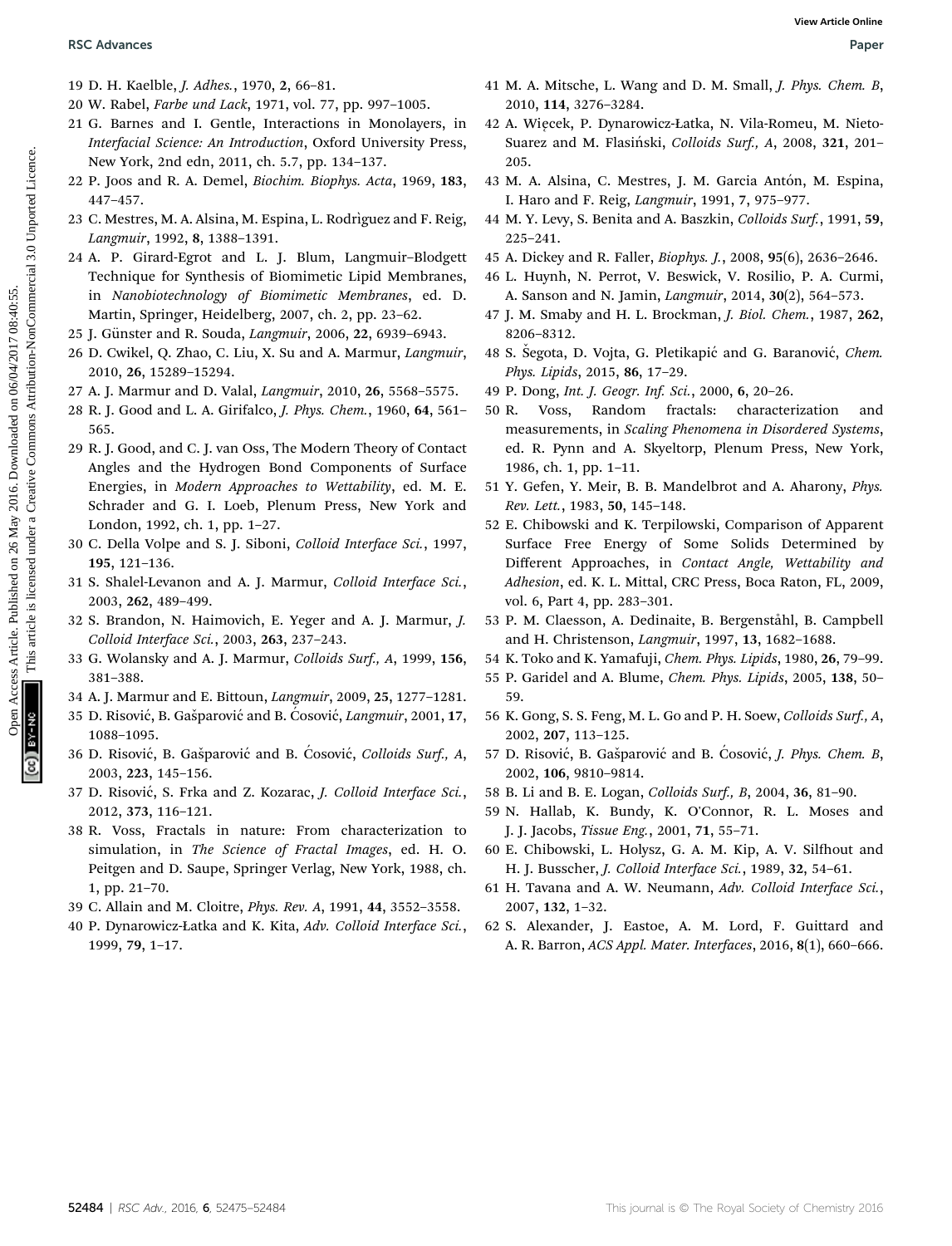19 D. H. Kaelble, *J. Adhes.*, 1970, **2**, 66–81.

20 W. Rabel, *Farbe und Lack*, 1971, vol. 77, pp. 997–1005.

21 G. Barnes and I. Gentle, Interactions in Monolayers, in *Interfacial Science: An Introduction*, Oxford University Press, New York, 2nd edn, 2011, ch. 5.7, pp. 134–137.

22 P. Joos and R. A. Demel, *Biochim. Biophys. Acta*, 1969, **183**, 447–457.

23 C. Mestres, M. A. Alsina, M. Espina, L. Rodrìguez and F. Reig, *Langmuir*, 1992, **8**, 1388–1391.

24 A. P. Girard-Egrot and L. J. Blum, Langmuir–Blodgett Technique for Synthesis of Biomimetic Lipid Membranes, in *Nanobiotechnology of Biomimetic Membranes*, ed. D. Martin, Springer, Heidelberg, 2007, ch. 2, pp. 23–62.

25 J. Günster and R. Souda, *Langmuir*, 2006, **22**, 6939–6943.

26 D. Cwikel, Q. Zhao, C. Liu, X. Su and A. Marmur, *Langmuir*, 2010, **26**, 15289–15294.

27 A. J. Marmur and D. Valal, *Langmuir*, 2010, **26**, 5568–5575.

28 R. J. Good and L. A. Girifalco, *J. Phys. Chem.*, 1960, **64**, 561–565.

29 R. J. Good, and C. J. van Oss, The Modern Theory of Contact Angles and the Hydrogen Bond Components of Surface Energies, in *Modern Approaches to Wettability*, ed. M. E. Schrader and G. I. Loeb, Plenum Press, New York and London, 1992, ch. 1, pp. 1–27.

30 C. Della Volpe and S. J. Siboni, *Colloid Interface Sci.*, 1997, **195**, 121–136.

31 S. Shalel-Levanon and A. J. Marmur, *Colloid Interface Sci.*, 2003, **262**, 489–499.

32 S. Brandon, N. Haimovich, E. Yeger and A. J. Marmur, *J. Colloid Interface Sci.*, 2003, **263**, 237–243.

33 G. Wolansky and A. J. Marmur, *Colloids Surf., A*, 1999, **156**, 381–388.

34 A. J. Marmur and E. Bittoun, *Langmuir*, 2009, **25**, 1277–1281.

35 D. Risović, B. Gašparović and B. Ćosović, *Langmuir*, 2001, **17**, 1088–1095.

36 D. Risović, B. Gašparović and B. Ćosović, *Colloids Surf., A*, 2003, **223**, 145–156.

37 D. Risović, S. Frka and Z. Kozarac, *J. Colloid Interface Sci.*, 2012, **373**, 116–121.

38 R. Voss, Fractals in nature: From characterization to simulation, in *The Science of Fractal Images*, ed. H. O. Peitgen and D. Saupe, Springer Verlag, New York, 1988, ch. 1, pp. 21–70.

39 C. Allain and M. Cloitre, *Phys. Rev. A*, 1991, **44**, 3552–3558.

40 P. Dynarowicz-Łatka and K. Kita, *Adv. Colloid Interface Sci.*, 1999, **79**, 1–17.

41 M. A. Mitsche, L. Wang and D. M. Small, *J. Phys. Chem. B*, 2010, **114**, 3276–3284.

42 A. Więcek, P. Dynarowicz-Łatka, N. Vila-Romeu, M. Nieto-Suarez and M. Flasiński, *Colloids Surf., A*, 2008, **321**, 201–205.

43 M. A. Alsina, C. Mestres, J. M. Garcia Antón, M. Espina, I. Haro and F. Reig, *Langmuir*, 1991, **7**, 975–977.

44 M. Y. Levy, S. Benita and A. Baszkin, *Colloids Surf.*, 1991, **59**, 225–241.

45 A. Dickey and R. Faller, *Biophys. J.*, 2008, **95**(6), 2636–2646.

46 L. Huynh, N. Perrot, V. Beswick, V. Rosilio, P. A. Curmi, A. Sanson and N. Jamin, *Langmuir*, 2014, **30**(2), 564–573.

47 J. M. Smaby and H. L. Brockman, *J. Biol. Chem.*, 1987, **262**, 8206–8312.

48 S. Šegota, D. Vojta, G. Pletikapić and G. Baranović, *Chem. Phys. Lipids*, 2015, **86**, 17–29.

49 P. Dong, *Int. J. Geogr. Inf. Sci.*, 2000, **6**, 20–26.

50 R. Voss, Random fractals: characterization and measurements, in *Scaling Phenomena in Disordered Systems*, ed. R. Pynn and A. Skyeltorp, Plenum Press, New York, 1986, ch. 1, pp. 1–11.

51 Y. Gefen, Y. Meir, B. B. Mandelbrot and A. Aharony, *Phys. Rev. Lett.*, 1983, **50**, 145–148.

52 E. Chibowski and K. Terpilowski, Comparison of Apparent Surface Free Energy of Some Solids Determined by Different Approaches, in *Contact Angle, Wettability and Adhesion*, ed. K. L. Mittal, CRC Press, Boca Raton, FL, 2009, vol. 6, Part 4, pp. 283–301.

53 P. M. Claesson, A. Dedinaite, B. Bergenståhl, B. Campbell and H. Christenson, *Langmuir*, 1997, **13**, 1682–1688.

54 K. Toko and K. Yamafuji, *Chem. Phys. Lipids*, 1980, **26**, 79–99.

55 P. Garidel and A. Blume, *Chem. Phys. Lipids*, 2005, **138**, 50–59.

56 K. Gong, S. S. Feng, M. L. Go and P. H. Soew, *Colloids Surf., A*, 2002, **207**, 113–125.

57 D. Risović, B. Gašparović and B. Ćosović, *J. Phys. Chem. B*, 2002, **106**, 9810–9814.

58 B. Li and B. E. Logan, *Colloids Surf., B*, 2004, **36**, 81–90.

59 N. Hallab, K. Bundy, K. O'Connor, R. L. Moses and J. J. Jacobs, *Tissue Eng.*, 2001, **71**, 55–71.

60 E. Chibowski, L. Holysz, G. A. M. Kip, A. V. Silfhout and H. J. Busscher, *J. Colloid Interface Sci.*, 1989, **32**, 54–61.

61 H. Tavana and A. W. Neumann, *Adv. Colloid Interface Sci.*, 2007, **132**, 1–32.

62 S. Alexander, J. Eastoe, A. M. Lord, F. Guittard and A. R. Barron, *ACS Appl. Mater. Interfaces*, 2016, **8**(1), 660–666.